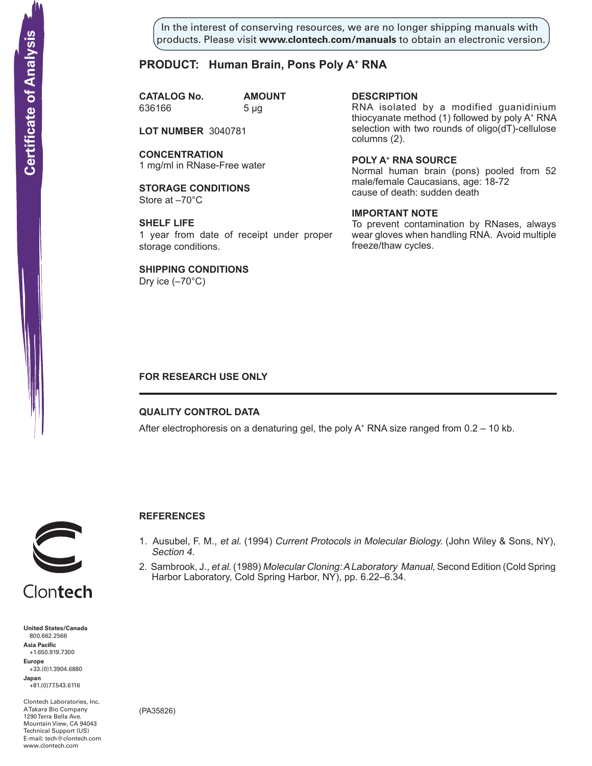Certificate of Analysis

In the interest of conserving resources, we are no longer shipping manuals with products. Please visit **www.clontech.com/manuals** to obtain an electronic version.

# PRODUCT: Human Brain, Pons Poly A+ RNA

**CATALOG No.** 636166

**AMOUNT** 5 µg

**LOT NUMBER** 3040781

**CONCENTRATION**
1 mg/ml in RNase-Free water

**STORAGE CONDITIONS**
Store at –70°C

**SHELF LIFE**
1 year from date of receipt under proper storage conditions.

**SHIPPING CONDITIONS**
Dry ice (–70°C)

**DESCRIPTION**
RNA isolated by a modified guanidinium thiocyanate method (1) followed by poly A+ RNA selection with two rounds of oligo(dT)-cellulose columns (2).

**POLY A+ RNA SOURCE**
Normal human brain (pons) pooled from 52 male/female Caucasians, age: 18-72
cause of death: sudden death

**IMPORTANT NOTE**
To prevent contamination by RNases, always wear gloves when handling RNA. Avoid multiple freeze/thaw cycles.

**FOR RESEARCH USE ONLY**

---

## QUALITY CONTROL DATA

After electrophoresis on a denaturing gel, the poly A+ RNA size ranged from 0.2 – 10 kb.

## REFERENCES

1. Ausubel, F. M., *et al.* (1994) *Current Protocols in Molecular Biology.* (John Wiley & Sons, NY), *Section 4.*
2. Sambrook, J., *et al.* (1989) *Molecular Cloning: A Laboratory Manual*, Second Edition (Cold Spring Harbor Laboratory, Cold Spring Harbor, NY), pp. 6.22–6.34.

Clontech

**United States/Canada**
800.662.2566
**Asia Pacific**
+1.650.919.7300
**Europe**
+33.(0)1.3904.6880
**Japan**
+81.(0)77.543.6116

Clontech Laboratories, Inc.
A Takara Bio Company
1290 Terra Bella Ave.
Mountain View, CA 94043
Technical Support (US)
E-mail: tech@clontech.com
www.clontech.com

(PA35826)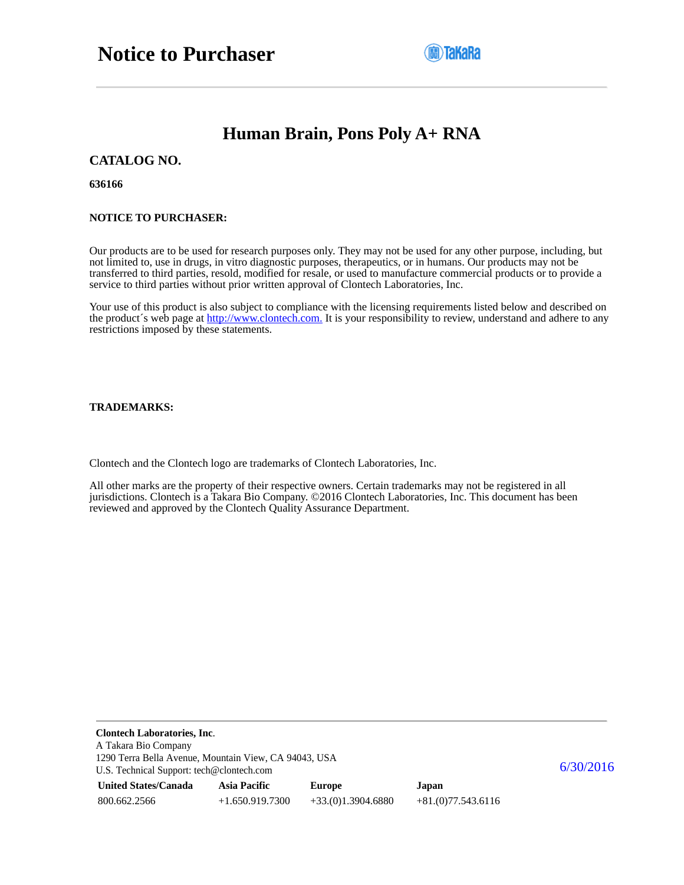# Notice to Purchaser

## Human Brain, Pons Poly A+ RNA

### CATALOG NO.

**636166**

**NOTICE TO PURCHASER:**

Our products are to be used for research purposes only. They may not be used for any other purpose, including, but not limited to, use in drugs, in vitro diagnostic purposes, therapeutics, or in humans. Our products may not be transferred to third parties, resold, modified for resale, or used to manufacture commercial products or to provide a service to third parties without prior written approval of Clontech Laboratories, Inc.

Your use of this product is also subject to compliance with the licensing requirements listed below and described on the product´s web page at http://www.clontech.com. It is your responsibility to review, understand and adhere to any restrictions imposed by these statements.

**TRADEMARKS:**

Clontech and the Clontech logo are trademarks of Clontech Laboratories, Inc.

All other marks are the property of their respective owners. Certain trademarks may not be registered in all jurisdictions. Clontech is a Takara Bio Company. ©2016 Clontech Laboratories, Inc. This document has been reviewed and approved by the Clontech Quality Assurance Department.

**Clontech Laboratories, Inc**.
A Takara Bio Company
1290 Terra Bella Avenue, Mountain View, CA 94043, USA
U.S. Technical Support: tech@clontech.com

| United States/Canada | Asia Pacific | Europe | Japan |
|---|---|---|---|
| 800.662.2566 | +1.650.919.7300 | +33.(0)1.3904.6880 | +81.(0)77.543.6116 |

6/30/2016